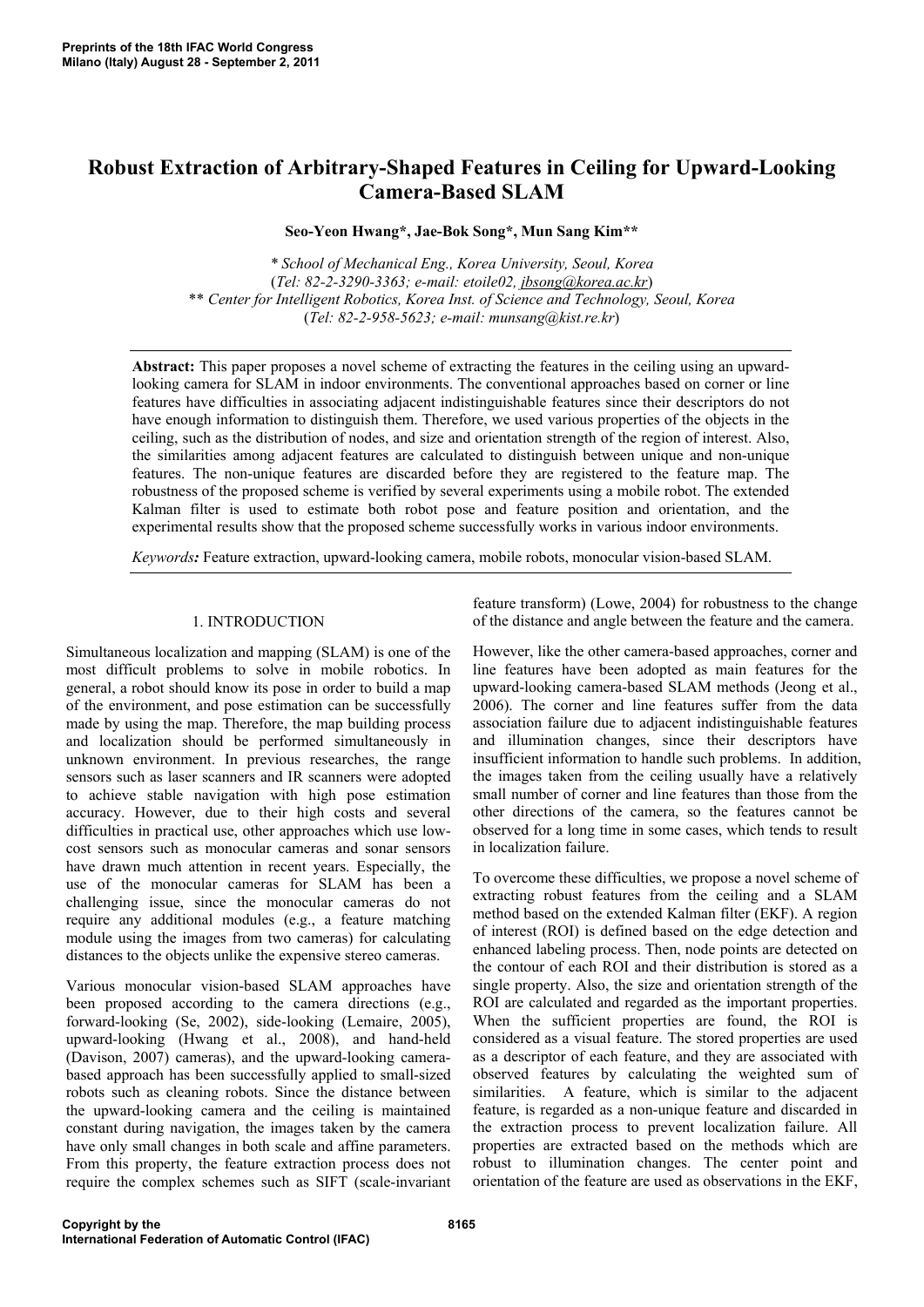# Robust Extraction of Arbitrary-Shaped Features in Ceiling for Upward-Looking Camera-Based SLAM

**Seo-Yeon Hwang\*, Jae-Bok Song\*, Mun Sang Kim\*\***

*\* School of Mechanical Eng., Korea University, Seoul, Korea*
(*Tel: 82-2-3290-3363; e-mail: etoile02, jbsong@korea.ac.kr*)
*\*\* Center for Intelligent Robotics, Korea Inst. of Science and Technology, Seoul, Korea*
(*Tel: 82-2-958-5623; e-mail: munsang@kist.re.kr*)

**Abstract:** This paper proposes a novel scheme of extracting the features in the ceiling using an upward-looking camera for SLAM in indoor environments. The conventional approaches based on corner or line features have difficulties in associating adjacent indistinguishable features since their descriptors do not have enough information to distinguish them. Therefore, we used various properties of the objects in the ceiling, such as the distribution of nodes, and size and orientation strength of the region of interest. Also, the similarities among adjacent features are calculated to distinguish between unique and non-unique features. The non-unique features are discarded before they are registered to the feature map. The robustness of the proposed scheme is verified by several experiments using a mobile robot. The extended Kalman filter is used to estimate both robot pose and feature position and orientation, and the experimental results show that the proposed scheme successfully works in various indoor environments.

*Keywords:* Feature extraction, upward-looking camera, mobile robots, monocular vision-based SLAM.

## 1. INTRODUCTION

Simultaneous localization and mapping (SLAM) is one of the most difficult problems to solve in mobile robotics. In general, a robot should know its pose in order to build a map of the environment, and pose estimation can be successfully made by using the map. Therefore, the map building process and localization should be performed simultaneously in unknown environment. In previous researches, the range sensors such as laser scanners and IR scanners were adopted to achieve stable navigation with high pose estimation accuracy. However, due to their high costs and several difficulties in practical use, other approaches which use low-cost sensors such as monocular cameras and sonar sensors have drawn much attention in recent years. Especially, the use of the monocular cameras for SLAM has been a challenging issue, since the monocular cameras do not require any additional modules (e.g., a feature matching module using the images from two cameras) for calculating distances to the objects unlike the expensive stereo cameras.

Various monocular vision-based SLAM approaches have been proposed according to the camera directions (e.g., forward-looking (Se, 2002), side-looking (Lemaire, 2005), upward-looking (Hwang et al., 2008), and hand-held (Davison, 2007) cameras), and the upward-looking camera-based approach has been successfully applied to small-sized robots such as cleaning robots. Since the distance between the upward-looking camera and the ceiling is maintained constant during navigation, the images taken by the camera have only small changes in both scale and affine parameters. From this property, the feature extraction process does not require the complex schemes such as SIFT (scale-invariant feature transform) (Lowe, 2004) for robustness to the change of the distance and angle between the feature and the camera.

However, like the other camera-based approaches, corner and line features have been adopted as main features for the upward-looking camera-based SLAM methods (Jeong et al., 2006). The corner and line features suffer from the data association failure due to adjacent indistinguishable features and illumination changes, since their descriptors have insufficient information to handle such problems. In addition, the images taken from the ceiling usually have a relatively small number of corner and line features than those from the other directions of the camera, so the features cannot be observed for a long time in some cases, which tends to result in localization failure.

To overcome these difficulties, we propose a novel scheme of extracting robust features from the ceiling and a SLAM method based on the extended Kalman filter (EKF). A region of interest (ROI) is defined based on the edge detection and enhanced labeling process. Then, node points are detected on the contour of each ROI and their distribution is stored as a single property. Also, the size and orientation strength of the ROI are calculated and regarded as the important properties. When the sufficient properties are found, the ROI is considered as a visual feature. The stored properties are used as a descriptor of each feature, and they are associated with observed features by calculating the weighted sum of similarities. A feature, which is similar to the adjacent feature, is regarded as a non-unique feature and discarded in the extraction process to prevent localization failure. All properties are extracted based on the methods which are robust to illumination changes. The center point and orientation of the feature are used as observations in the EKF,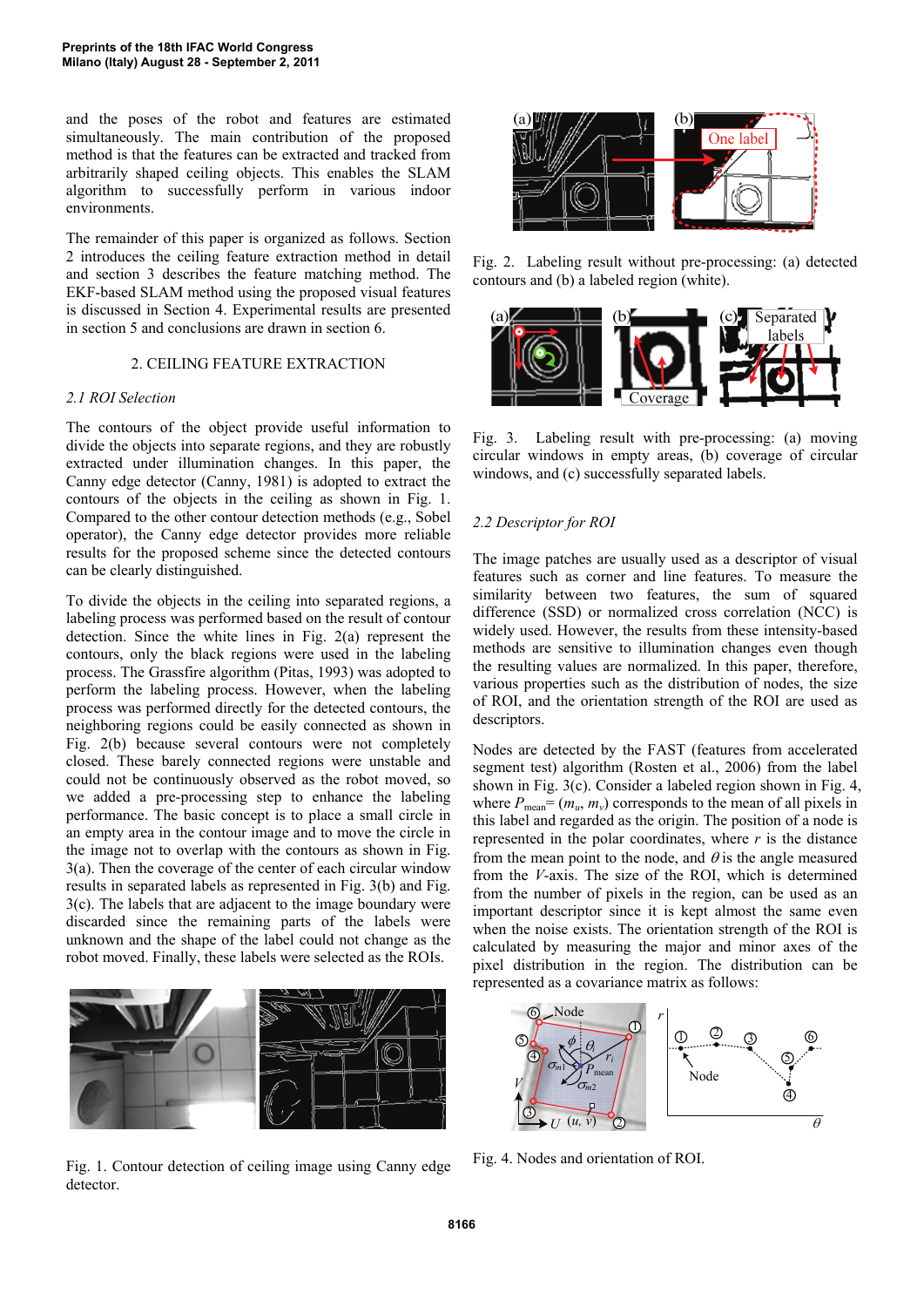and the poses of the robot and features are estimated simultaneously. The main contribution of the proposed method is that the features can be extracted and tracked from arbitrarily shaped ceiling objects. This enables the SLAM algorithm to successfully perform in various indoor environments.

The remainder of this paper is organized as follows. Section 2 introduces the ceiling feature extraction method in detail and section 3 describes the feature matching method. The EKF-based SLAM method using the proposed visual features is discussed in Section 4. Experimental results are presented in section 5 and conclusions are drawn in section 6.

## 2. CEILING FEATURE EXTRACTION

### 2.1 ROI Selection

The contours of the object provide useful information to divide the objects into separate regions, and they are robustly extracted under illumination changes. In this paper, the Canny edge detector (Canny, 1981) is adopted to extract the contours of the objects in the ceiling as shown in Fig. 1. Compared to the other contour detection methods (e.g., Sobel operator), the Canny edge detector provides more reliable results for the proposed scheme since the detected contours can be clearly distinguished.

To divide the objects in the ceiling into separated regions, a labeling process was performed based on the result of contour detection. Since the white lines in Fig. 2(a) represent the contours, only the black regions were used in the labeling process. The Grassfire algorithm (Pitas, 1993) was adopted to perform the labeling process. However, when the labeling process was performed directly for the detected contours, the neighboring regions could be easily connected as shown in Fig. 2(b) because several contours were not completely closed. These barely connected regions were unstable and could not be continuously observed as the robot moved, so we added a pre-processing step to enhance the labeling performance. The basic concept is to place a small circle in an empty area in the contour image and to move the circle in the image not to overlap with the contours as shown in Fig. 3(a). Then the coverage of the center of each circular window results in separated labels as represented in Fig. 3(b) and Fig. 3(c). The labels that are adjacent to the image boundary were discarded since the remaining parts of the labels were unknown and the shape of the label could not change as the robot moved. Finally, these labels were selected as the ROIs.

Fig. 1. Contour detection of ceiling image using Canny edge detector.

Fig. 2. Labeling result without pre-processing: (a) detected contours and (b) a labeled region (white).

Fig. 3. Labeling result with pre-processing: (a) moving circular windows in empty areas, (b) coverage of circular windows, and (c) successfully separated labels.

### 2.2 Descriptor for ROI

The image patches are usually used as a descriptor of visual features such as corner and line features. To measure the similarity between two features, the sum of squared difference (SSD) or normalized cross correlation (NCC) is widely used. However, the results from these intensity-based methods are sensitive to illumination changes even though the resulting values are normalized. In this paper, therefore, various properties such as the distribution of nodes, the size of ROI, and the orientation strength of the ROI are used as descriptors.

Nodes are detected by the FAST (features from accelerated segment test) algorithm (Rosten et al., 2006) from the label shown in Fig. 3(c). Consider a labeled region shown in Fig. 4, where $P_{mean}= (m_u, m_v)$ corresponds to the mean of all pixels in this label and regarded as the origin. The position of a node is represented in the polar coordinates, where $r$ is the distance from the mean point to the node, and $\theta$ is the angle measured from the $V$-axis. The size of the ROI, which is determined from the number of pixels in the region, can be used as an important descriptor since it is kept almost the same even when the noise exists. The orientation strength of the ROI is calculated by measuring the major and minor axes of the pixel distribution in the region. The distribution can be represented as a covariance matrix as follows:

Fig. 4. Nodes and orientation of ROI.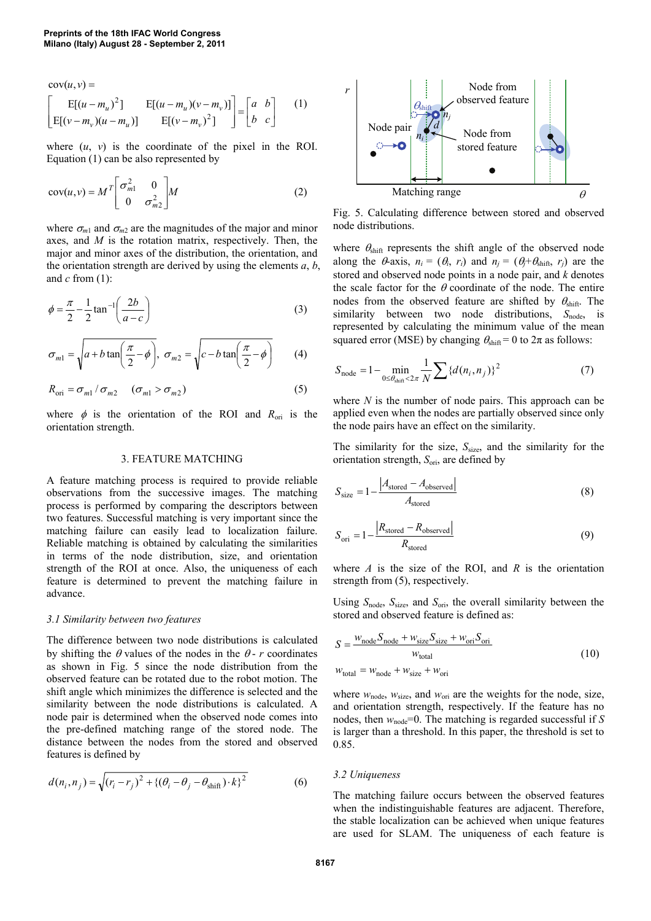$$\mathrm{cov}(u,v) = \begin{bmatrix} \mathrm{E}[(u-m_u)^2] & \mathrm{E}[(u-m_u)(v-m_v)] \\ \mathrm{E}[(v-m_v)(u-m_u)] & \mathrm{E}[(v-m_v)^2] \end{bmatrix} = \begin{bmatrix} a & b \\ b & c \end{bmatrix} \quad (1)$$

where $(u, v)$ is the coordinate of the pixel in the ROI. Equation (1) can be also represented by

$$\mathrm{cov}(u,v) = M^T \begin{bmatrix} \sigma_{m1}^2 & 0 \\ 0 & \sigma_{m2}^2 \end{bmatrix} M \quad (2)$$

where $\sigma_{m1}$ and $\sigma_{m2}$ are the magnitudes of the major and minor axes, and $M$ is the rotation matrix, respectively. Then, the major and minor axes of the distribution, the orientation, and the orientation strength are derived by using the elements $a$, $b$, and $c$ from (1):

$$\phi = \frac{\pi}{2} - \frac{1}{2}\tan^{-1}\left(\frac{2b}{a-c}\right) \quad (3)$$

$$\sigma_{m1} = \sqrt{a + b\tan\left(\frac{\pi}{2} - \phi\right)},\ \sigma_{m2} = \sqrt{c - b\tan\left(\frac{\pi}{2} - \phi\right)} \quad (4)$$

$$R_{\mathrm{ori}} = \sigma_{m1} / \sigma_{m2} \quad (\sigma_{m1} > \sigma_{m2}) \quad (5)$$

where $\phi$ is the orientation of the ROI and $R_{\mathrm{ori}}$ is the orientation strength.

## 3. FEATURE MATCHING

A feature matching process is required to provide reliable observations from the successive images. The matching process is performed by comparing the descriptors between two features. Successful matching is very important since the matching failure can easily lead to localization failure. Reliable matching is obtained by calculating the similarities in terms of the node distribution, size, and orientation strength of the ROI at once. Also, the uniqueness of each feature is determined to prevent the matching failure in advance.

### *3.1 Similarity between two features*

The difference between two node distributions is calculated by shifting the $\theta$ values of the nodes in the $\theta$ - $r$ coordinates as shown in Fig. 5 since the node distribution from the observed feature can be rotated due to the robot motion. The shift angle which minimizes the difference is selected and the similarity between the node distributions is calculated. A node pair is determined when the observed node comes into the pre-defined matching range of the stored node. The distance between the nodes from the stored and observed features is defined by

$$d(n_i, n_j) = \sqrt{(r_i - r_j)^2 + \{(\theta_i - \theta_j - \theta_{\mathrm{shift}}) \cdot k\}^2} \quad (6)$$

Fig. 5. Calculating difference between stored and observed node distributions.

where $\theta_{\mathrm{shift}}$ represents the shift angle of the observed node along the $\theta$-axis, $n_i = (\theta_i, r_i)$ and $n_j = (\theta_j + \theta_{\mathrm{shift}}, r_j)$ are the stored and observed node points in a node pair, and $k$ denotes the scale factor for the $\theta$ coordinate of the node. The entire nodes from the observed feature are shifted by $\theta_{\mathrm{shift}}$. The similarity between two node distributions, $S_{\mathrm{node}}$, is represented by calculating the minimum value of the mean squared error (MSE) by changing $\theta_{\mathrm{shift}} = 0$ to $2\pi$ as follows:

$$S_{\mathrm{node}} = 1 - \min_{0 \le \theta_{\mathrm{shift}} < 2\pi} \frac{1}{N} \sum \{d(n_i, n_j)\}^2 \quad (7)$$

where $N$ is the number of node pairs. This approach can be applied even when the nodes are partially observed since only the node pairs have an effect on the similarity.

The similarity for the size, $S_{\mathrm{size}}$, and the similarity for the orientation strength, $S_{\mathrm{ori}}$, are defined by

$$S_{\mathrm{size}} = 1 - \frac{|A_{\mathrm{stored}} - A_{\mathrm{observed}}|}{A_{\mathrm{stored}}} \quad (8)$$

$$S_{\mathrm{ori}} = 1 - \frac{|R_{\mathrm{stored}} - R_{\mathrm{observed}}|}{R_{\mathrm{stored}}} \quad (9)$$

where $A$ is the size of the ROI, and $R$ is the orientation strength from (5), respectively.

Using $S_{\mathrm{node}}$, $S_{\mathrm{size}}$, and $S_{\mathrm{ori}}$, the overall similarity between the stored and observed feature is defined as:

$$S = \frac{w_{\mathrm{node}} S_{\mathrm{node}} + w_{\mathrm{size}} S_{\mathrm{size}} + w_{\mathrm{ori}} S_{\mathrm{ori}}}{w_{\mathrm{total}}}$$
$$w_{\mathrm{total}} = w_{\mathrm{node}} + w_{\mathrm{size}} + w_{\mathrm{ori}} \quad (10)$$

where $w_{\mathrm{node}}$, $w_{\mathrm{size}}$, and $w_{\mathrm{ori}}$ are the weights for the node, size, and orientation strength, respectively. If the feature has no nodes, then $w_{\mathrm{node}}=0$. The matching is regarded successful if $S$ is larger than a threshold. In this paper, the threshold is set to 0.85.

### *3.2 Uniqueness*

The matching failure occurs between the observed features when the indistinguishable features are adjacent. Therefore, the stable localization can be achieved when unique features are used for SLAM. The uniqueness of each feature is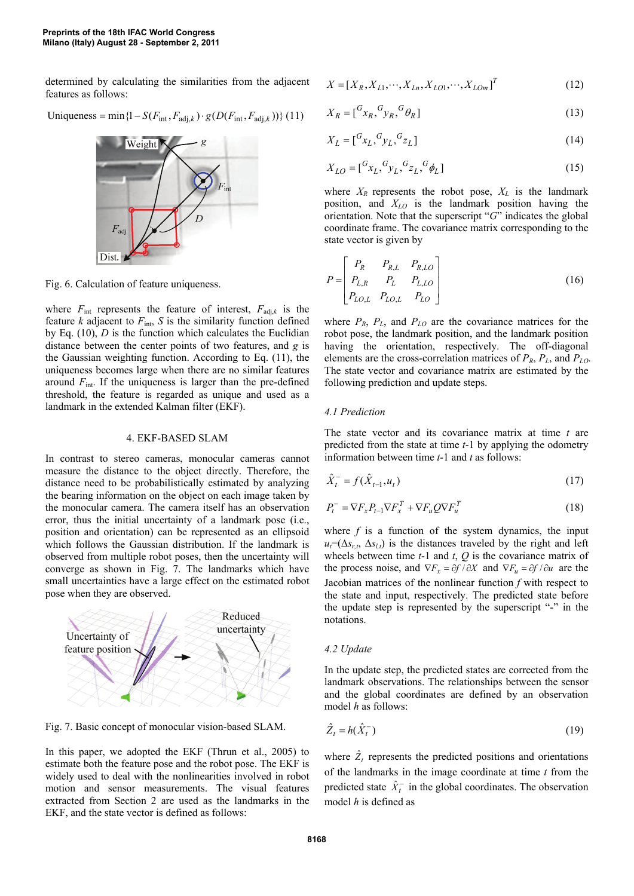determined by calculating the similarities from the adjacent features as follows:

$$\text{Uniqueness} = \min\{1 - S(F_{\text{int}}, F_{\text{adj},k}) \cdot g(D(F_{\text{int}}, F_{\text{adj},k}))\} \quad (11)$$

Fig. 6. Calculation of feature uniqueness.

where $F_{\text{int}}$ represents the feature of interest, $F_{\text{adj},k}$ is the feature $k$ adjacent to $F_{\text{int}}$, $S$ is the similarity function defined by Eq. (10), $D$ is the function which calculates the Euclidian distance between the center points of two features, and $g$ is the Gaussian weighting function. According to Eq. (11), the uniqueness becomes large when there are no similar features around $F_{\text{int}}$. If the uniqueness is larger than the pre-defined threshold, the feature is regarded as unique and used as a landmark in the extended Kalman filter (EKF).

## 4. EKF-BASED SLAM

In contrast to stereo cameras, monocular cameras cannot measure the distance to the object directly. Therefore, the distance need to be probabilistically estimated by analyzing the bearing information on the object on each image taken by the monocular camera. The camera itself has an observation error, thus the initial uncertainty of a landmark pose (i.e., position and orientation) can be represented as an ellipsoid which follows the Gaussian distribution. If the landmark is observed from multiple robot poses, then the uncertainty will converge as shown in Fig. 7. The landmarks which have small uncertainties have a large effect on the estimated robot pose when they are observed.

Fig. 7. Basic concept of monocular vision-based SLAM.

In this paper, we adopted the EKF (Thrun et al., 2005) to estimate both the feature pose and the robot pose. The EKF is widely used to deal with the nonlinearities involved in robot motion and sensor measurements. The visual features extracted from Section 2 are used as the landmarks in the EKF, and the state vector is defined as follows:

$$X = [X_R, X_{L1}, \cdots, X_{Ln}, X_{LO1}, \cdots, X_{LOm}]^T \quad (12)$$

$$X_R = [{}^G x_R, {}^G y_R, {}^G \theta_R] \quad (13)$$

$$X_L = [{}^G x_L, {}^G y_L, {}^G z_L] \quad (14)$$

$$X_{LO} = [{}^G x_L, {}^G y_L, {}^G z_L, {}^G \phi_L] \quad (15)$$

where $X_R$ represents the robot pose, $X_L$ is the landmark position, and $X_{LO}$ is the landmark position having the orientation. Note that the superscript "$G$" indicates the global coordinate frame. The covariance matrix corresponding to the state vector is given by

$$P = \begin{bmatrix} P_R & P_{R,L} & P_{R,LO} \\ P_{L,R} & P_L & P_{L,LO} \\ P_{LO,L} & P_{LO,L} & P_{LO} \end{bmatrix} \quad (16)$$

where $P_R$, $P_L$, and $P_{LO}$ are the covariance matrices for the robot pose, the landmark position, and the landmark position having the orientation, respectively. The off-diagonal elements are the cross-correlation matrices of $P_R$, $P_L$, and $P_{LO}$. The state vector and covariance matrix are estimated by the following prediction and update steps.

### 4.1 Prediction

The state vector and its covariance matrix at time $t$ are predicted from the state at time $t$-1 by applying the odometry information between time $t$-1 and $t$ as follows:

$$\hat{X}_t^- = f(\hat{X}_{t-1}, u_t) \quad (17)$$

$$P_t^- = \nabla F_x P_{t-1} \nabla F_x^T + \nabla F_u Q \nabla F_u^T \quad (18)$$

where $f$ is a function of the system dynamics, the input $u_t=(\Delta s_{r,t}, \Delta s_{l,t})$ is the distances traveled by the right and left wheels between time $t$-1 and $t$, $Q$ is the covariance matrix of the process noise, and $\nabla F_x = \partial f / \partial X$ and $\nabla F_u = \partial f / \partial u$ are the Jacobian matrices of the nonlinear function $f$ with respect to the state and input, respectively. The predicted state before the update step is represented by the superscript "-" in the notations.

### 4.2 Update

In the update step, the predicted states are corrected from the landmark observations. The relationships between the sensor and the global coordinates are defined by an observation model $h$ as follows:

$$\hat{Z}_t = h(\hat{X}_t^-) \quad (19)$$

where $\hat{Z}_t$ represents the predicted positions and orientations of the landmarks in the image coordinate at time $t$ from the predicted state $\hat{X}_t^-$ in the global coordinates. The observation model $h$ is defined as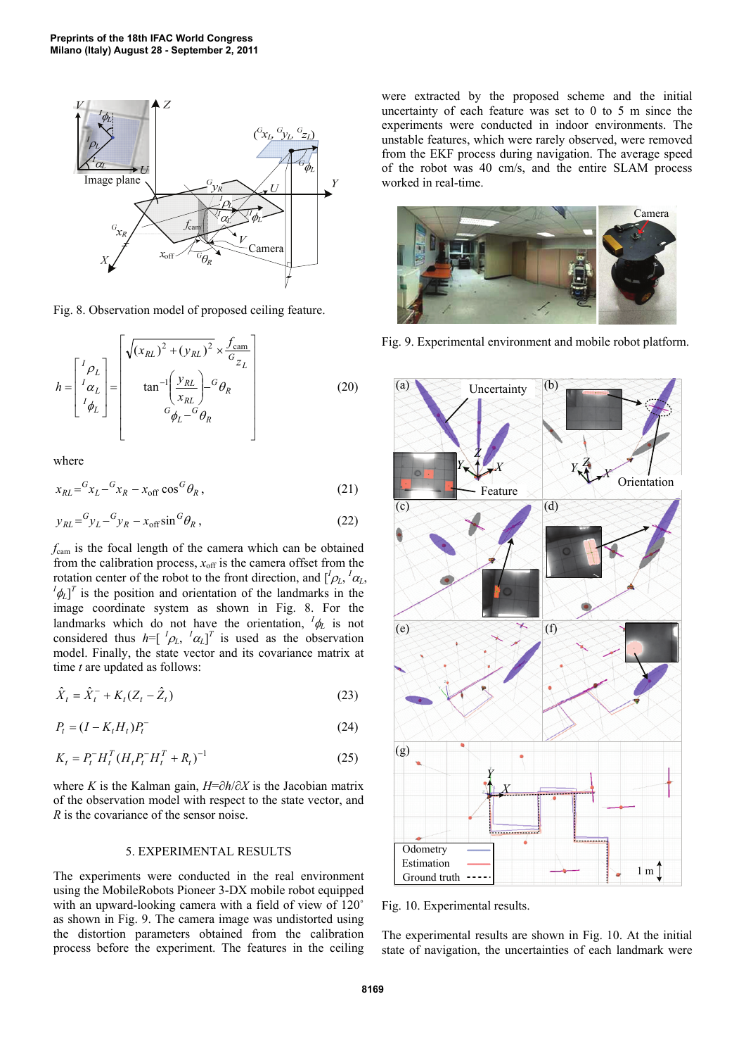Fig. 8. Observation model of proposed ceiling feature.

$$h = \begin{bmatrix} {}^{I}\rho_L \\ {}^{I}\alpha_L \\ {}^{I}\phi_L \end{bmatrix} = \begin{bmatrix} \sqrt{(x_{RL})^2 + (y_{RL})^2} \times \dfrac{f_{\text{cam}}}{{}^{G}z_L} \\ \tan^{-1}\left(\dfrac{y_{RL}}{x_{RL}}\right) - {}^{G}\theta_R \\ {}^{G}\phi_L - {}^{G}\theta_R \end{bmatrix} \tag{20}$$

where

$$x_{RL} = {}^{G}x_L - {}^{G}x_R - x_{\text{off}} \cos {}^{G}\theta_R \,, \tag{21}$$

$$y_{RL} = {}^{G}y_L - {}^{G}y_R - x_{\text{off}} \sin {}^{G}\theta_R \,, \tag{22}$$

$f_{\text{cam}}$ is the focal length of the camera which can be obtained from the calibration process, $x_{\text{off}}$ is the camera offset from the rotation center of the robot to the front direction, and $[{}^{I}\rho_L, {}^{I}\alpha_L, {}^{I}\phi_L]^T$ is the position and orientation of the landmarks in the image coordinate system as shown in Fig. 8. For the landmarks which do not have the orientation, ${}^{I}\phi_L$ is not considered thus $h=[{}^{I}\rho_L, {}^{I}\alpha_L]^T$ is used as the observation model. Finally, the state vector and its covariance matrix at time $t$ are updated as follows:

$$\hat{X}_t = \hat{X}_t^- + K_t(Z_t - \hat{Z}_t) \tag{23}$$

$$P_t = (I - K_t H_t) P_t^- \tag{24}$$

$$K_t = P_t^- H_t^T (H_t P_t^- H_t^T + R_t)^{-1} \tag{25}$$

where $K$ is the Kalman gain, $H=\partial h/\partial X$ is the Jacobian matrix of the observation model with respect to the state vector, and $R$ is the covariance of the sensor noise.

## 5. EXPERIMENTAL RESULTS

The experiments were conducted in the real environment using the MobileRobots Pioneer 3-DX mobile robot equipped with an upward-looking camera with a field of view of 120° as shown in Fig. 9. The camera image was undistorted using the distortion parameters obtained from the calibration process before the experiment. The features in the ceiling were extracted by the proposed scheme and the initial uncertainty of each feature was set to 0 to 5 m since the experiments were conducted in indoor environments. The unstable features, which were rarely observed, were removed from the EKF process during navigation. The average speed of the robot was 40 cm/s, and the entire SLAM process worked in real-time.

Fig. 9. Experimental environment and mobile robot platform.

Fig. 10. Experimental results.

The experimental results are shown in Fig. 10. At the initial state of navigation, the uncertainties of each landmark were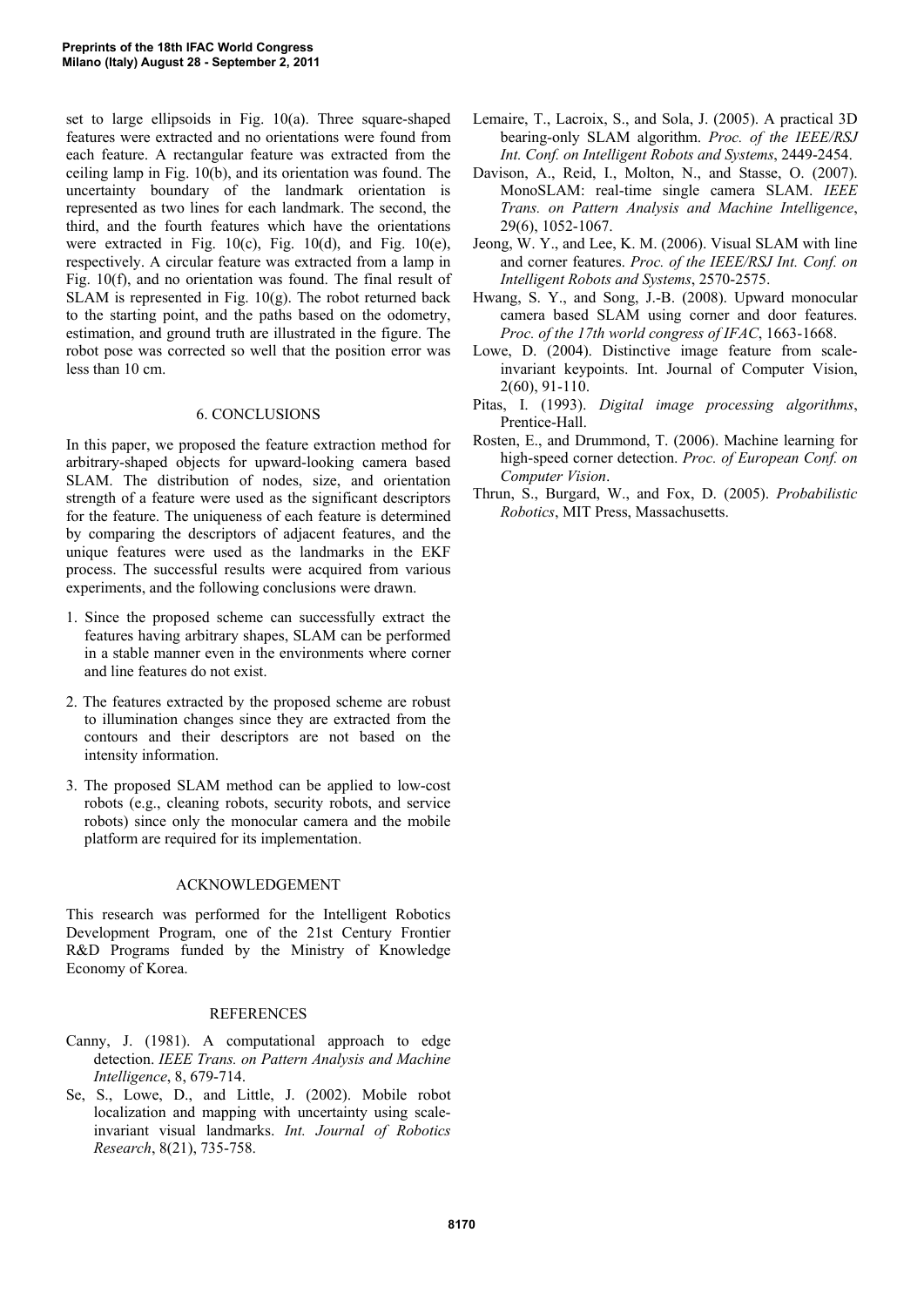set to large ellipsoids in Fig. 10(a). Three square-shaped features were extracted and no orientations were found from each feature. A rectangular feature was extracted from the ceiling lamp in Fig. 10(b), and its orientation was found. The uncertainty boundary of the landmark orientation is represented as two lines for each landmark. The second, the third, and the fourth features which have the orientations were extracted in Fig. 10(c), Fig. 10(d), and Fig. 10(e), respectively. A circular feature was extracted from a lamp in Fig. 10(f), and no orientation was found. The final result of SLAM is represented in Fig. 10(g). The robot returned back to the starting point, and the paths based on the odometry, estimation, and ground truth are illustrated in the figure. The robot pose was corrected so well that the position error was less than 10 cm.

## 6. CONCLUSIONS

In this paper, we proposed the feature extraction method for arbitrary-shaped objects for upward-looking camera based SLAM. The distribution of nodes, size, and orientation strength of a feature were used as the significant descriptors for the feature. The uniqueness of each feature is determined by comparing the descriptors of adjacent features, and the unique features were used as the landmarks in the EKF process. The successful results were acquired from various experiments, and the following conclusions were drawn.

1. Since the proposed scheme can successfully extract the features having arbitrary shapes, SLAM can be performed in a stable manner even in the environments where corner and line features do not exist.

2. The features extracted by the proposed scheme are robust to illumination changes since they are extracted from the contours and their descriptors are not based on the intensity information.

3. The proposed SLAM method can be applied to low-cost robots (e.g., cleaning robots, security robots, and service robots) since only the monocular camera and the mobile platform are required for its implementation.

## ACKNOWLEDGEMENT

This research was performed for the Intelligent Robotics Development Program, one of the 21st Century Frontier R&D Programs funded by the Ministry of Knowledge Economy of Korea.

## REFERENCES

Canny, J. (1981). A computational approach to edge detection. *IEEE Trans. on Pattern Analysis and Machine Intelligence*, 8, 679-714.

Se, S., Lowe, D., and Little, J. (2002). Mobile robot localization and mapping with uncertainty using scale-invariant visual landmarks. *Int. Journal of Robotics Research*, 8(21), 735-758.

Lemaire, T., Lacroix, S., and Sola, J. (2005). A practical 3D bearing-only SLAM algorithm. *Proc. of the IEEE/RSJ Int. Conf. on Intelligent Robots and Systems*, 2449-2454.

Davison, A., Reid, I., Molton, N., and Stasse, O. (2007). MonoSLAM: real-time single camera SLAM. *IEEE Trans. on Pattern Analysis and Machine Intelligence*, 29(6), 1052-1067.

Jeong, W. Y., and Lee, K. M. (2006). Visual SLAM with line and corner features. *Proc. of the IEEE/RSJ Int. Conf. on Intelligent Robots and Systems*, 2570-2575.

Hwang, S. Y., and Song, J.-B. (2008). Upward monocular camera based SLAM using corner and door features. *Proc. of the 17th world congress of IFAC*, 1663-1668.

Lowe, D. (2004). Distinctive image feature from scale-invariant keypoints. Int. Journal of Computer Vision, 2(60), 91-110.

Pitas, I. (1993). *Digital image processing algorithms*, Prentice-Hall.

Rosten, E., and Drummond, T. (2006). Machine learning for high-speed corner detection. *Proc. of European Conf. on Computer Vision*.

Thrun, S., Burgard, W., and Fox, D. (2005). *Probabilistic Robotics*, MIT Press, Massachusetts.